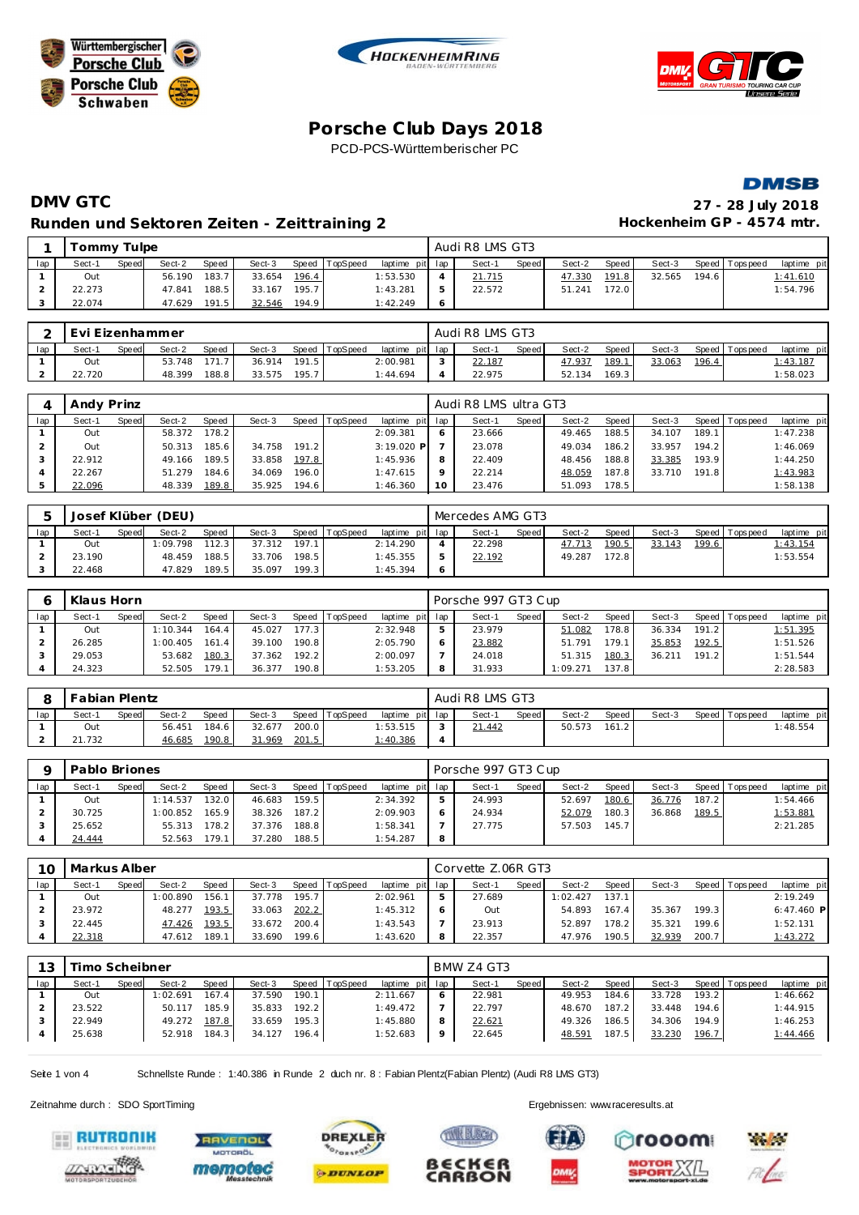# Porsche Club Days 2018

PCD-PCS-Württemberischer PC

## DMV GTC

**27 - 28 July 2018**

**Runden und Sektoren Zeiten - Zeittraining 2**

**Hockenheim GP - 4574 mtr.**

### 1 Tommy Tulpe — Audi R8 LMS GT3

| lap | Sect-1 | Speed | Sect-2 | Speed | Sect-3 | Speed | TopSpeed | laptime | pit | lap | Sect-1 | Speed | Sect-2 | Speed | Sect-3 | Speed | Topspeed | laptime | pit |
|---|---|---|---|---|---|---|---|---|---|---|---|---|---|---|---|---|---|---|---|
| 1 | Out | | 56.190 | 183.7 | 33.654 | 196.4 | | 1:53.530 | | 4 | 21.715 | | 47.330 | 191.8 | 32.565 | 194.6 | | 1:41.610 | |
| 2 | 22.273 | | 47.841 | 188.5 | 33.167 | 195.7 | | 1:43.281 | | 5 | 22.572 | | 51.241 | 172.0 | | | | 1:54.796 | |
| 3 | 22.074 | | 47.629 | 191.5 | 32.546 | 194.9 | | 1:42.249 | | 6 | | | | | | | | | |

### 2 Evi Eizenhammer — Audi R8 LMS GT3

| lap | Sect-1 | Speed | Sect-2 | Speed | Sect-3 | Speed | TopSpeed | laptime | pit | lap | Sect-1 | Speed | Sect-2 | Speed | Sect-3 | Speed | Topspeed | laptime | pit |
|---|---|---|---|---|---|---|---|---|---|---|---|---|---|---|---|---|---|---|---|
| 1 | Out | | 53.748 | 171.7 | 36.914 | 191.5 | | 2:00.981 | | 3 | 22.187 | | 47.937 | 189.1 | 33.063 | 196.4 | | 1:43.187 | |
| 2 | 22.720 | | 48.399 | 188.8 | 33.575 | 195.7 | | 1:44.694 | | 4 | 22.975 | | 52.134 | 169.3 | | | | 1:58.023 | |

### 4 Andy Prinz — Audi R8 LMS ultra GT3

| lap | Sect-1 | Speed | Sect-2 | Speed | Sect-3 | Speed | TopSpeed | laptime | pit | lap | Sect-1 | Speed | Sect-2 | Speed | Sect-3 | Speed | Topspeed | laptime | pit |
|---|---|---|---|---|---|---|---|---|---|---|---|---|---|---|---|---|---|---|---|
| 1 | Out | | 58.372 | 178.2 | | | | 2:09.381 | | 6 | 23.666 | | 49.465 | 188.5 | 34.107 | 189.1 | | 1:47.238 | |
| 2 | Out | | 50.313 | 185.6 | 34.758 | 191.2 | | 3:19.020 | P | 7 | 23.078 | | 49.034 | 186.2 | 33.957 | 194.2 | | 1:46.069 | |
| 3 | 22.912 | | 49.166 | 189.5 | 33.858 | 197.8 | | 1:45.936 | | 8 | 22.409 | | 48.456 | 188.8 | 33.385 | 193.9 | | 1:44.250 | |
| 4 | 22.267 | | 51.279 | 184.6 | 34.069 | 196.0 | | 1:47.615 | | 9 | 22.214 | | 48.059 | 187.8 | 33.710 | 191.8 | | 1:43.983 | |
| 5 | 22.096 | | 48.339 | 189.8 | 35.925 | 194.6 | | 1:46.360 | | 10 | 23.476 | | 51.093 | 178.5 | | | | 1:58.138 | |

### 5 Josef Klüber (DEU) — Mercedes AMG GT3

| lap | Sect-1 | Speed | Sect-2 | Speed | Sect-3 | Speed | TopSpeed | laptime | pit | lap | Sect-1 | Speed | Sect-2 | Speed | Sect-3 | Speed | Topspeed | laptime | pit |
|---|---|---|---|---|---|---|---|---|---|---|---|---|---|---|---|---|---|---|---|
| 1 | Out | | 1:09.798 | 112.3 | 37.312 | 197.1 | | 2:14.290 | | 4 | 22.298 | | 47.713 | 190.5 | 33.143 | 199.6 | | 1:43.154 | |
| 2 | 23.190 | | 48.459 | 188.5 | 33.706 | 198.5 | | 1:45.355 | | 5 | 22.192 | | 49.287 | 172.8 | | | | 1:53.554 | |
| 3 | 22.468 | | 47.829 | 189.5 | 35.097 | 199.3 | | 1:45.394 | | 6 | | | | | | | | | |

### 6 Klaus Horn — Porsche 997 GT3 Cup

| lap | Sect-1 | Speed | Sect-2 | Speed | Sect-3 | Speed | TopSpeed | laptime | pit | lap | Sect-1 | Speed | Sect-2 | Speed | Sect-3 | Speed | Topspeed | laptime | pit |
|---|---|---|---|---|---|---|---|---|---|---|---|---|---|---|---|---|---|---|---|
| 1 | Out | | 1:10.344 | 164.4 | 45.027 | 177.3 | | 2:32.948 | | 5 | 23.979 | | 51.082 | 178.8 | 36.334 | 191.2 | | 1:51.395 | |
| 2 | 26.285 | | 1:00.405 | 161.4 | 39.100 | 190.8 | | 2:05.790 | | 6 | 23.882 | | 51.791 | 179.1 | 35.853 | 192.5 | | 1:51.526 | |
| 3 | 29.053 | | 53.682 | 180.3 | 37.362 | 192.2 | | 2:00.097 | | 7 | 24.018 | | 51.315 | 180.3 | 36.211 | 191.2 | | 1:51.544 | |
| 4 | 24.323 | | 52.505 | 179.1 | 36.377 | 190.8 | | 1:53.205 | | 8 | 31.933 | | 1:09.271 | 137.8 | | | | 2:28.583 | |

### 8 Fabian Plentz — Audi R8 LMS GT3

| lap | Sect-1 | Speed | Sect-2 | Speed | Sect-3 | Speed | TopSpeed | laptime | pit | lap | Sect-1 | Speed | Sect-2 | Speed | Sect-3 | Speed | Topspeed | laptime | pit |
|---|---|---|---|---|---|---|---|---|---|---|---|---|---|---|---|---|---|---|---|
| 1 | Out | | 56.451 | 184.6 | 32.677 | 200.0 | | 1:53.515 | | 3 | 21.442 | | 50.573 | 161.2 | | | | 1:48.554 | |
| 2 | 21.732 | | 46.685 | 190.8 | 31.969 | 201.5 | | 1:40.386 | | 4 | | | | | | | | | |

### 9 Pablo Briones — Porsche 997 GT3 Cup

| lap | Sect-1 | Speed | Sect-2 | Speed | Sect-3 | Speed | TopSpeed | laptime | pit | lap | Sect-1 | Speed | Sect-2 | Speed | Sect-3 | Speed | Topspeed | laptime | pit |
|---|---|---|---|---|---|---|---|---|---|---|---|---|---|---|---|---|---|---|---|
| 1 | Out | | 1:14.537 | 132.0 | 46.683 | 159.5 | | 2:34.392 | | 5 | 24.993 | | 52.697 | 180.6 | 36.776 | 187.2 | | 1:54.466 | |
| 2 | 30.725 | | 1:00.852 | 165.9 | 38.326 | 187.2 | | 2:09.903 | | 6 | 24.934 | | 52.079 | 180.3 | 36.868 | 189.5 | | 1:53.881 | |
| 3 | 25.652 | | 55.313 | 178.2 | 37.376 | 188.8 | | 1:58.341 | | 7 | 27.775 | | 57.503 | 145.7 | | | | 2:21.285 | |
| 4 | 24.444 | | 52.563 | 179.1 | 37.280 | 188.5 | | 1:54.287 | | 8 | | | | | | | | | |

### 10 Markus Alber — Corvette Z.06R GT3

| lap | Sect-1 | Speed | Sect-2 | Speed | Sect-3 | Speed | TopSpeed | laptime | pit | lap | Sect-1 | Speed | Sect-2 | Speed | Sect-3 | Speed | Topspeed | laptime | pit |
|---|---|---|---|---|---|---|---|---|---|---|---|---|---|---|---|---|---|---|---|
| 1 | Out | | 1:00.890 | 156.1 | 37.778 | 195.7 | | 2:02.961 | | 5 | 27.689 | | 1:02.427 | 137.1 | | | | 2:19.249 | |
| 2 | 23.972 | | 48.277 | 193.5 | 33.063 | 202.2 | | 1:45.312 | | 6 | Out | | 54.893 | 167.4 | 35.367 | 199.3 | | 6:47.460 | P |
| 3 | 22.445 | | 47.426 | 193.5 | 33.672 | 200.4 | | 1:43.543 | | 7 | 23.913 | | 52.897 | 178.2 | 35.321 | 199.6 | | 1:52.131 | |
| 4 | 22.318 | | 47.612 | 189.1 | 33.690 | 199.6 | | 1:43.620 | | 8 | 22.357 | | 47.976 | 190.5 | 32.939 | 200.7 | | 1:43.272 | |

### 13 Timo Scheibner — BMW Z4 GT3

| lap | Sect-1 | Speed | Sect-2 | Speed | Sect-3 | Speed | TopSpeed | laptime | pit | lap | Sect-1 | Speed | Sect-2 | Speed | Sect-3 | Speed | Topspeed | laptime | pit |
|---|---|---|---|---|---|---|---|---|---|---|---|---|---|---|---|---|---|---|---|
| 1 | Out | | 1:02.691 | 167.4 | 37.590 | 190.1 | | 2:11.667 | | 6 | 22.981 | | 49.953 | 184.6 | 33.728 | 193.2 | | 1:46.662 | |
| 2 | 23.522 | | 50.117 | 185.9 | 35.833 | 192.2 | | 1:49.472 | | 7 | 22.797 | | 48.670 | 187.2 | 33.448 | 194.6 | | 1:44.915 | |
| 3 | 22.949 | | 49.272 | 187.8 | 33.659 | 195.3 | | 1:45.880 | | 8 | 22.621 | | 49.326 | 186.5 | 34.306 | 194.9 | | 1:46.253 | |
| 4 | 25.638 | | 52.918 | 184.3 | 34.127 | 196.4 | | 1:52.683 | | 9 | 22.645 | | 48.591 | 187.5 | 33.230 | 196.7 | | 1:44.466 | |

Schnellste Runde : 1:40.386 in Runde 2 duch nr. 8 : Fabian Plentz(Fabian Plentz) (Audi R8 LMS GT3)

Zeitnahme durch : SDO SportTiming

Ergebnissen: www.raceresults.at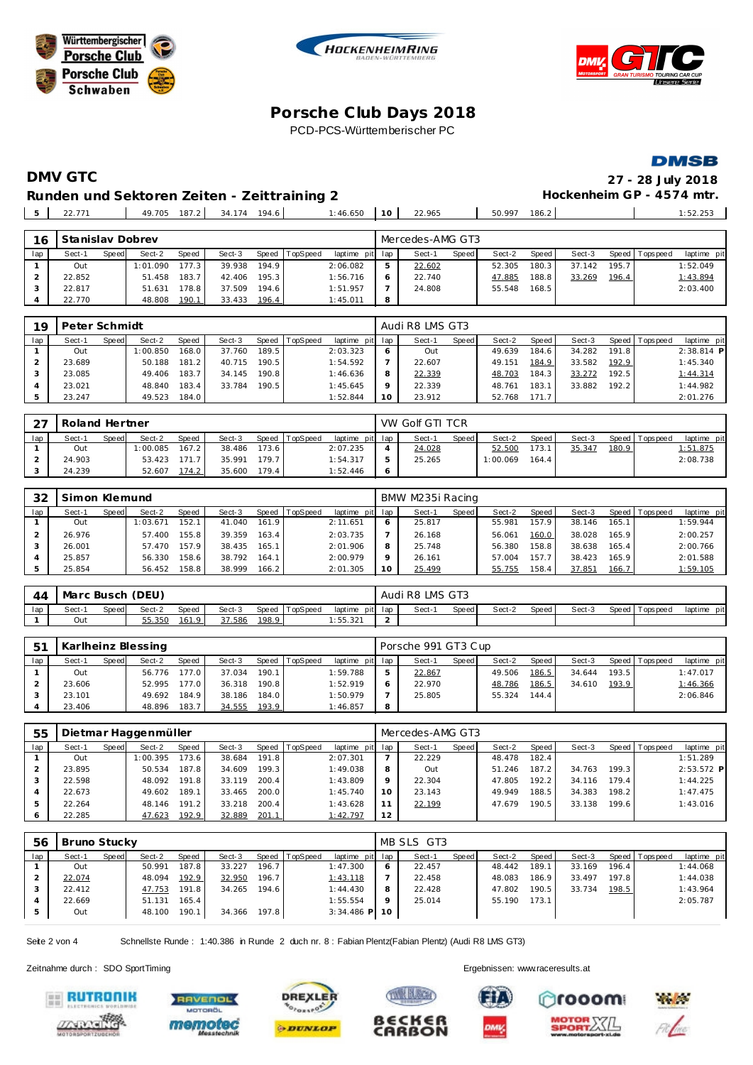# Porsche Club Days 2018

PCD-PCS-Württemberischer PC

## DMV GTC

### Runden und Sektoren Zeiten - Zeittraining 2

27 - 28 July 2018

Hockenheim GP - 4574 mtr.

| 5 | 22.771 | | 49.705 | 187.2 | 34.174 | 194.6 | | 1:46.650 | 10 | 22.965 | | 50.997 | 186.2 | | | | 1:52.253 |
|---|---|---|---|---|---|---|---|---|---|---|---|---|---|---|---|---|---|

**16 Stanislav Dobrev** — Mercedes-AMG GT3

| lap | Sect-1 | Speed | Sect-2 | Speed | Sect-3 | Speed | TopSpeed | laptime pit | lap | Sect-1 | Speed | Sect-2 | Speed | Sect-3 | Speed | Topspeed | laptime pit |
|---|---|---|---|---|---|---|---|---|---|---|---|---|---|---|---|---|---|
| 1 | Out | | 1:01.090 | 177.3 | 39.938 | 194.9 | | 2:06.082 | 5 | 22.602 | | 52.305 | 180.3 | 37.142 | 195.7 | | 1:52.049 |
| 2 | 22.852 | | 51.458 | 183.7 | 42.406 | 195.3 | | 1:56.716 | 6 | 22.740 | | 47.885 | 188.8 | 33.269 | 196.4 | | 1:43.894 |
| 3 | 22.817 | | 51.631 | 178.8 | 37.509 | 194.6 | | 1:51.957 | 7 | 24.808 | | 55.548 | 168.5 | | | | 2:03.400 |
| 4 | 22.770 | | 48.808 | 190.1 | 33.433 | 196.4 | | 1:45.011 | 8 | | | | | | | | |

**19 Peter Schmidt** — Audi R8 LMS GT3

| lap | Sect-1 | Speed | Sect-2 | Speed | Sect-3 | Speed | TopSpeed | laptime pit | lap | Sect-1 | Speed | Sect-2 | Speed | Sect-3 | Speed | Topspeed | laptime pit |
|---|---|---|---|---|---|---|---|---|---|---|---|---|---|---|---|---|---|
| 1 | Out | | 1:00.850 | 168.0 | 37.760 | 189.5 | | 2:03.323 | 6 | Out | | 49.639 | 184.6 | 34.282 | 191.8 | | 2:38.814 P |
| 2 | 23.689 | | 50.188 | 181.2 | 40.715 | 190.5 | | 1:54.592 | 7 | 22.607 | | 49.151 | 184.9 | 33.582 | 192.9 | | 1:45.340 |
| 3 | 23.085 | | 49.406 | 183.7 | 34.145 | 190.8 | | 1:46.636 | 8 | 22.339 | | 48.703 | 184.3 | 33.272 | 192.5 | | 1:44.314 |
| 4 | 23.021 | | 48.840 | 183.4 | 33.784 | 190.5 | | 1:45.645 | 9 | 22.339 | | 48.761 | 183.1 | 33.882 | 192.2 | | 1:44.982 |
| 5 | 23.247 | | 49.523 | 184.0 | | | | 1:52.844 | 10 | 23.912 | | 52.768 | 171.7 | | | | 2:01.276 |

**27 Roland Hertner** — VW Golf GTI TCR

| lap | Sect-1 | Speed | Sect-2 | Speed | Sect-3 | Speed | TopSpeed | laptime pit | lap | Sect-1 | Speed | Sect-2 | Speed | Sect-3 | Speed | Topspeed | laptime pit |
|---|---|---|---|---|---|---|---|---|---|---|---|---|---|---|---|---|---|
| 1 | Out | | 1:00.085 | 167.2 | 38.486 | 173.6 | | 2:07.235 | 4 | 24.028 | | 52.500 | 173.1 | 35.347 | 180.9 | | 1:51.875 |
| 2 | 24.903 | | 53.423 | 171.7 | 35.991 | 179.7 | | 1:54.317 | 5 | 25.265 | | 1:00.069 | 164.4 | | | | 2:08.738 |
| 3 | 24.239 | | 52.607 | 174.2 | 35.600 | 179.4 | | 1:52.446 | 6 | | | | | | | | |

**32 Simon Klemund** — BMW M235i Racing

| lap | Sect-1 | Speed | Sect-2 | Speed | Sect-3 | Speed | TopSpeed | laptime pit | lap | Sect-1 | Speed | Sect-2 | Speed | Sect-3 | Speed | Topspeed | laptime pit |
|---|---|---|---|---|---|---|---|---|---|---|---|---|---|---|---|---|---|
| 1 | Out | | 1:03.671 | 152.1 | 41.040 | 161.9 | | 2:11.651 | 6 | 25.817 | | 55.981 | 157.9 | 38.146 | 165.1 | | 1:59.944 |
| 2 | 26.976 | | 57.400 | 155.8 | 39.359 | 163.4 | | 2:03.735 | 7 | 26.168 | | 56.061 | 160.0 | 38.028 | 165.9 | | 2:00.257 |
| 3 | 26.001 | | 57.470 | 157.9 | 38.435 | 165.1 | | 2:01.906 | 8 | 25.748 | | 56.380 | 158.8 | 38.638 | 165.4 | | 2:00.766 |
| 4 | 25.857 | | 56.330 | 158.6 | 38.792 | 164.1 | | 2:00.979 | 9 | 26.161 | | 57.004 | 157.7 | 38.423 | 165.9 | | 2:01.588 |
| 5 | 25.854 | | 56.452 | 158.8 | 38.999 | 166.2 | | 2:01.305 | 10 | 25.499 | | 55.755 | 158.4 | 37.851 | 166.7 | | 1:59.105 |

**44 Marc Busch (DEU)** — Audi R8 LMS GT3

| lap | Sect-1 | Speed | Sect-2 | Speed | Sect-3 | Speed | TopSpeed | laptime pit | lap | Sect-1 | Speed | Sect-2 | Speed | Sect-3 | Speed | Topspeed | laptime pit |
|---|---|---|---|---|---|---|---|---|---|---|---|---|---|---|---|---|---|
| 1 | Out | | 55.350 | 161.9 | 37.586 | 198.9 | | 1:55.321 | 2 | | | | | | | | |

**51 Karlheinz Blessing** — Porsche 991 GT3 Cup

| lap | Sect-1 | Speed | Sect-2 | Speed | Sect-3 | Speed | TopSpeed | laptime pit | lap | Sect-1 | Speed | Sect-2 | Speed | Sect-3 | Speed | Topspeed | laptime pit |
|---|---|---|---|---|---|---|---|---|---|---|---|---|---|---|---|---|---|
| 1 | Out | | 56.776 | 177.0 | 37.034 | 190.1 | | 1:59.788 | 5 | 22.867 | | 49.506 | 186.5 | 34.644 | 193.5 | | 1:47.017 |
| 2 | 23.606 | | 52.995 | 177.0 | 36.318 | 190.8 | | 1:52.919 | 6 | 22.970 | | 48.786 | 186.5 | 34.610 | 193.9 | | 1:46.366 |
| 3 | 23.101 | | 49.692 | 184.9 | 38.186 | 184.0 | | 1:50.979 | 7 | 25.805 | | 55.324 | 144.4 | | | | 2:06.846 |
| 4 | 23.406 | | 48.896 | 183.7 | 34.555 | 193.9 | | 1:46.857 | 8 | | | | | | | | |

**55 Dietmar Haggenmüller** — Mercedes-AMG GT3

| lap | Sect-1 | Speed | Sect-2 | Speed | Sect-3 | Speed | TopSpeed | laptime pit | lap | Sect-1 | Speed | Sect-2 | Speed | Sect-3 | Speed | Topspeed | laptime pit |
|---|---|---|---|---|---|---|---|---|---|---|---|---|---|---|---|---|---|
| 1 | Out | | 1:00.395 | 173.6 | 38.684 | 191.8 | | 2:07.301 | 7 | 22.229 | | 48.478 | 182.4 | | | | 1:51.289 |
| 2 | 23.895 | | 50.534 | 187.8 | 34.609 | 199.3 | | 1:49.038 | 8 | Out | | 51.246 | 187.2 | 34.763 | 199.3 | | 2:53.572 P |
| 3 | 22.598 | | 48.092 | 191.8 | 33.119 | 200.4 | | 1:43.809 | 9 | 22.304 | | 47.805 | 192.2 | 34.116 | 179.4 | | 1:44.225 |
| 4 | 22.673 | | 49.602 | 189.1 | 33.465 | 200.0 | | 1:45.740 | 10 | 23.143 | | 49.949 | 188.5 | 34.383 | 198.2 | | 1:47.475 |
| 5 | 22.264 | | 48.146 | 191.2 | 33.218 | 200.4 | | 1:43.628 | 11 | 22.199 | | 47.679 | 190.5 | 33.138 | 199.6 | | 1:43.016 |
| 6 | 22.285 | | 47.623 | 192.9 | 32.889 | 201.1 | | 1:42.797 | 12 | | | | | | | | |

**56 Bruno Stucky** — MB SLS GT3

| lap | Sect-1 | Speed | Sect-2 | Speed | Sect-3 | Speed | TopSpeed | laptime pit | lap | Sect-1 | Speed | Sect-2 | Speed | Sect-3 | Speed | Topspeed | laptime pit |
|---|---|---|---|---|---|---|---|---|---|---|---|---|---|---|---|---|---|
| 1 | Out | | 50.991 | 187.8 | 33.227 | 196.7 | | 1:47.300 | 6 | 22.457 | | 48.442 | 189.1 | 33.169 | 196.4 | | 1:44.068 |
| 2 | 22.074 | | 48.094 | 192.9 | 32.950 | 196.7 | | 1:43.118 | 7 | 22.458 | | 48.083 | 186.9 | 33.497 | 197.8 | | 1:44.038 |
| 3 | 22.412 | | 47.753 | 191.8 | 34.265 | 194.6 | | 1:44.430 | 8 | 22.428 | | 47.802 | 190.5 | 33.734 | 198.5 | | 1:43.964 |
| 4 | 22.669 | | 51.131 | 165.4 | | | | 1:55.554 | 9 | 25.014 | | 55.190 | 173.1 | | | | 2:05.787 |
| 5 | Out | | 48.100 | 190.1 | 34.366 | 197.8 | | 3:34.486 P | 10 | | | | | | | | |

Schnellste Runde : 1:40.386 in Runde 2 duch nr. 8 : Fabian Plentz(Fabian Plentz) (Audi R8 LMS GT3)

Zeitnahme durch : SDO SportTiming

Ergebnissen: www.raceresults.at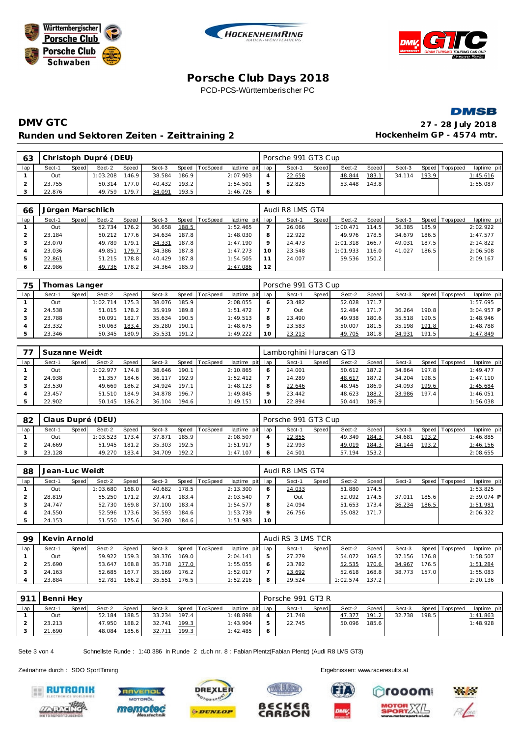# Porsche Club Days 2018

PCD-PCS-Württemberischer PC

## DMV GTC

## Runden und Sektoren Zeiten - Zeittraining 2

27 - 28 July 2018
Hockenheim GP - 4574 mtr.

### 63 Christoph Dupré (DEU) — Porsche 991 GT3 Cup

| lap | Sect-1 | Speed | Sect-2 | Speed | Sect-3 | Speed | TopSpeed | laptime | pit | lap | Sect-1 | Speed | Sect-2 | Speed | Sect-3 | Speed | Topspeed | laptime | pit |
|---|---|---|---|---|---|---|---|---|---|---|---|---|---|---|---|---|---|---|---|
| 1 | Out | | 1:03.208 | 146.9 | 38.584 | 186.9 | | 2:07.903 | | 4 | 22.658 | | 48.844 | 183.1 | 34.114 | 193.9 | | 1:45.616 | |
| 2 | 23.755 | | 50.314 | 177.0 | 40.432 | 193.2 | | 1:54.501 | | 5 | 22.825 | | 53.448 | 143.8 | | | | 1:55.087 | |
| 3 | 22.876 | | 49.759 | 179.7 | 34.091 | 193.5 | | 1:46.726 | | 6 | | | | | | | | | |

### 66 Jürgen Marschlich — Audi R8 LMS GT4

| lap | Sect-1 | Speed | Sect-2 | Speed | Sect-3 | Speed | TopSpeed | laptime | pit | lap | Sect-1 | Speed | Sect-2 | Speed | Sect-3 | Speed | Topspeed | laptime | pit |
|---|---|---|---|---|---|---|---|---|---|---|---|---|---|---|---|---|---|---|---|
| 1 | Out | | 52.734 | 176.2 | 36.658 | 188.5 | | 1:52.465 | | 7 | 26.066 | | 1:00.471 | 114.5 | 36.385 | 185.9 | | 2:02.922 | |
| 2 | 23.184 | | 50.212 | 177.6 | 34.634 | 187.8 | | 1:48.030 | | 8 | 22.922 | | 49.976 | 178.5 | 34.679 | 186.5 | | 1:47.577 | |
| 3 | 23.070 | | 49.789 | 179.1 | 34.331 | 187.8 | | 1:47.190 | | 9 | 24.473 | | 1:01.318 | 166.7 | 49.031 | 187.5 | | 2:14.822 | |
| 4 | 23.036 | | 49.851 | 179.7 | 34.386 | 187.8 | | 1:47.273 | | 10 | 23.548 | | 1:01.933 | 116.0 | 41.027 | 186.5 | | 2:06.508 | |
| 5 | 22.861 | | 51.215 | 178.8 | 40.429 | 187.8 | | 1:54.505 | | 11 | 24.007 | | 59.536 | 150.2 | | | | 2:09.167 | |
| 6 | 22.986 | | 49.736 | 178.2 | 34.364 | 185.9 | | 1:47.086 | | 12 | | | | | | | | | |

### 75 Thomas Langer — Porsche 991 GT3 Cup

| lap | Sect-1 | Speed | Sect-2 | Speed | Sect-3 | Speed | TopSpeed | laptime | pit | lap | Sect-1 | Speed | Sect-2 | Speed | Sect-3 | Speed | Topspeed | laptime | pit |
|---|---|---|---|---|---|---|---|---|---|---|---|---|---|---|---|---|---|---|---|
| 1 | Out | | 1:02.714 | 175.3 | 38.076 | 185.9 | | 2:08.055 | | 6 | 23.482 | | 52.028 | 171.7 | | | | 1:57.695 | |
| 2 | 24.538 | | 51.015 | 178.2 | 35.919 | 189.8 | | 1:51.472 | | 7 | Out | | 52.484 | 171.7 | 36.264 | 190.8 | | 3:04.957 | P |
| 3 | 23.788 | | 50.091 | 182.7 | 35.634 | 190.5 | | 1:49.513 | | 8 | 23.490 | | 49.938 | 180.6 | 35.518 | 190.5 | | 1:48.946 | |
| 4 | 23.332 | | 50.063 | 183.4 | 35.280 | 190.1 | | 1:48.675 | | 9 | 23.583 | | 50.007 | 181.5 | 35.198 | 191.8 | | 1:48.788 | |
| 5 | 23.346 | | 50.345 | 180.9 | 35.531 | 191.2 | | 1:49.222 | | 10 | 23.213 | | 49.705 | 181.8 | 34.931 | 191.5 | | 1:47.849 | |

### 77 Suzanne Weidt — Lamborghini Huracan GT3

| lap | Sect-1 | Speed | Sect-2 | Speed | Sect-3 | Speed | TopSpeed | laptime | pit | lap | Sect-1 | Speed | Sect-2 | Speed | Sect-3 | Speed | Topspeed | laptime | pit |
|---|---|---|---|---|---|---|---|---|---|---|---|---|---|---|---|---|---|---|---|
| 1 | Out | | 1:02.977 | 174.8 | 38.646 | 190.1 | | 2:10.865 | | 6 | 24.001 | | 50.612 | 187.2 | 34.864 | 197.8 | | 1:49.477 | |
| 2 | 24.938 | | 51.357 | 184.6 | 36.117 | 192.9 | | 1:52.412 | | 7 | 24.289 | | 48.617 | 187.2 | 34.204 | 198.5 | | 1:47.110 | |
| 3 | 23.530 | | 49.669 | 186.2 | 34.924 | 197.1 | | 1:48.123 | | 8 | 22.646 | | 48.945 | 186.9 | 34.093 | 199.6 | | 1:45.684 | |
| 4 | 23.457 | | 51.510 | 184.9 | 34.878 | 196.7 | | 1:49.845 | | 9 | 23.442 | | 48.623 | 188.2 | 33.986 | 197.4 | | 1:46.051 | |
| 5 | 22.902 | | 50.145 | 186.2 | 36.104 | 194.6 | | 1:49.151 | | 10 | 22.894 | | 50.441 | 186.9 | | | | 1:56.038 | |

### 82 Claus Dupré (DEU) — Porsche 991 GT3 Cup

| lap | Sect-1 | Speed | Sect-2 | Speed | Sect-3 | Speed | TopSpeed | laptime | pit | lap | Sect-1 | Speed | Sect-2 | Speed | Sect-3 | Speed | Topspeed | laptime | pit |
|---|---|---|---|---|---|---|---|---|---|---|---|---|---|---|---|---|---|---|---|
| 1 | Out | | 1:03.523 | 173.4 | 37.871 | 185.9 | | 2:08.507 | | 4 | 22.855 | | 49.349 | 184.3 | 34.681 | 193.2 | | 1:46.885 | |
| 2 | 24.669 | | 51.945 | 181.2 | 35.303 | 192.5 | | 1:51.917 | | 5 | 22.993 | | 49.019 | 184.3 | 34.144 | 193.2 | | 1:46.156 | |
| 3 | 23.128 | | 49.270 | 183.4 | 34.709 | 192.2 | | 1:47.107 | | 6 | 24.501 | | 57.194 | 153.2 | | | | 2:08.655 | |

### 88 Jean-Luc Weidt — Audi R8 LMS GT4

| lap | Sect-1 | Speed | Sect-2 | Speed | Sect-3 | Speed | TopSpeed | laptime | pit | lap | Sect-1 | Speed | Sect-2 | Speed | Sect-3 | Speed | Topspeed | laptime | pit |
|---|---|---|---|---|---|---|---|---|---|---|---|---|---|---|---|---|---|---|---|
| 1 | Out | | 1:03.680 | 168.0 | 40.682 | 178.5 | | 2:13.300 | | 6 | 24.033 | | 51.880 | 174.5 | | | | 1:53.825 | |
| 2 | 28.819 | | 55.250 | 171.2 | 39.471 | 183.4 | | 2:03.540 | | 7 | Out | | 52.092 | 174.5 | 37.011 | 185.6 | | 2:39.074 | P |
| 3 | 24.747 | | 52.730 | 169.8 | 37.100 | 183.4 | | 1:54.577 | | 8 | 24.094 | | 51.653 | 173.4 | 36.234 | 186.5 | | 1:51.981 | |
| 4 | 24.550 | | 52.596 | 173.6 | 36.593 | 184.6 | | 1:53.739 | | 9 | 26.756 | | 55.082 | 171.7 | | | | 2:06.322 | |
| 5 | 24.153 | | 51.550 | 175.6 | 36.280 | 184.6 | | 1:51.983 | | 10 | | | | | | | | | |

### 99 Kevin Arnold — Audi RS 3 LMS TCR

| lap | Sect-1 | Speed | Sect-2 | Speed | Sect-3 | Speed | TopSpeed | laptime | pit | lap | Sect-1 | Speed | Sect-2 | Speed | Sect-3 | Speed | Topspeed | laptime | pit |
|---|---|---|---|---|---|---|---|---|---|---|---|---|---|---|---|---|---|---|---|
| 1 | Out | | 59.922 | 159.3 | 38.376 | 169.0 | | 2:04.141 | | 5 | 27.279 | | 54.072 | 168.5 | 37.156 | 176.8 | | 1:58.507 | |
| 2 | 25.690 | | 53.647 | 168.8 | 35.718 | 177.0 | | 1:55.055 | | 6 | 23.782 | | 52.535 | 170.6 | 34.967 | 176.5 | | 1:51.284 | |
| 3 | 24.163 | | 52.685 | 167.7 | 35.169 | 176.2 | | 1:52.017 | | 7 | 23.692 | | 52.618 | 168.8 | 38.773 | 157.0 | | 1:55.083 | |
| 4 | 23.884 | | 52.781 | 166.2 | 35.551 | 176.5 | | 1:52.216 | | 8 | 29.524 | | 1:02.574 | 137.2 | | | | 2:20.136 | |

### 911 Benni Hey — Porsche 991 GT3 R

| lap | Sect-1 | Speed | Sect-2 | Speed | Sect-3 | Speed | TopSpeed | laptime | pit | lap | Sect-1 | Speed | Sect-2 | Speed | Sect-3 | Speed | Topspeed | laptime | pit |
|---|---|---|---|---|---|---|---|---|---|---|---|---|---|---|---|---|---|---|---|
| 1 | Out | | 52.184 | 188.5 | 33.234 | 197.4 | | 1:48.898 | | 4 | 21.748 | | 47.377 | 191.2 | 32.738 | 198.5 | | 1:41.863 | |
| 2 | 23.213 | | 47.950 | 188.2 | 32.741 | 199.3 | | 1:43.904 | | 5 | 22.745 | | 50.096 | 185.6 | | | | 1:48.928 | |
| 3 | 21.690 | | 48.084 | 185.6 | 32.711 | 199.3 | | 1:42.485 | | 6 | | | | | | | | | |

Schnellste Runde : 1:40.386 in Runde 2 duch nr. 8 : Fabian Plentz(Fabian Plentz) (Audi R8 LMS GT3)

Zeitnahme durch : SDO SportTiming

Ergebnissen: www.raceresults.at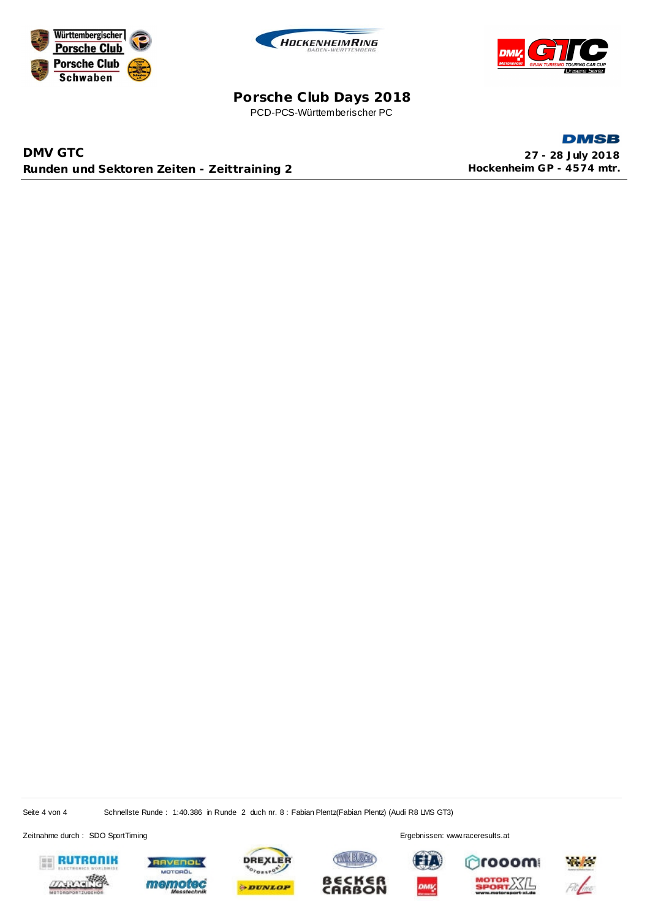Schnellste Runde : 1:40.386 in Runde 2 duch nr. 8 : Fabian Plentz(Fabian Plentz) (Audi R8 LMS GT3)

Zeitnahme durch : SDO SportTiming

Ergebnissen: www.raceresults.at